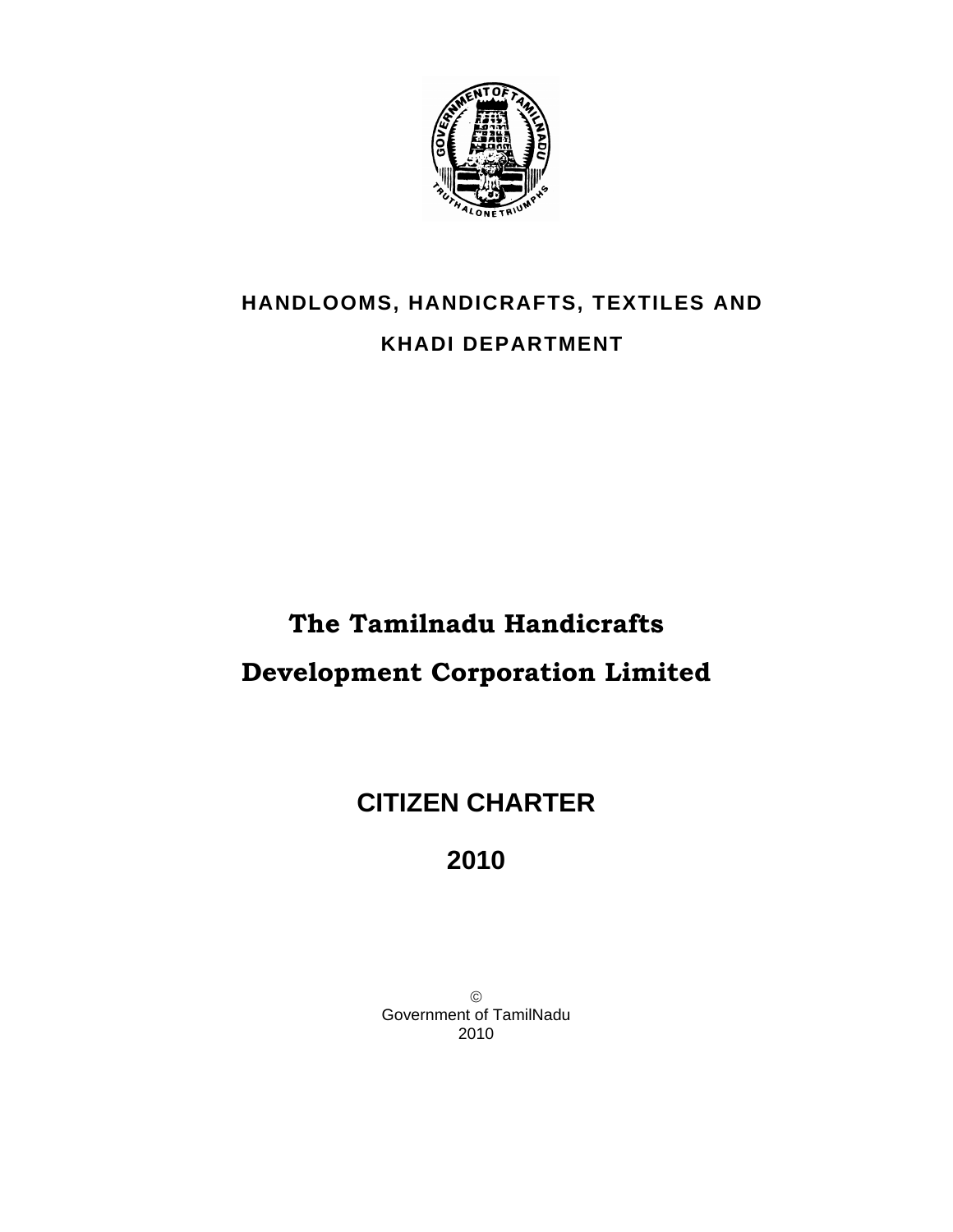**HANDLOOMS, HANDICRAFTS, TEXTILES AND**

**KHADI DEPARTMENT**

# The Tamilnadu Handicrafts Development Corporation Limited

# CITIZEN CHARTER

# 2010

©
Government of TamilNadu
2010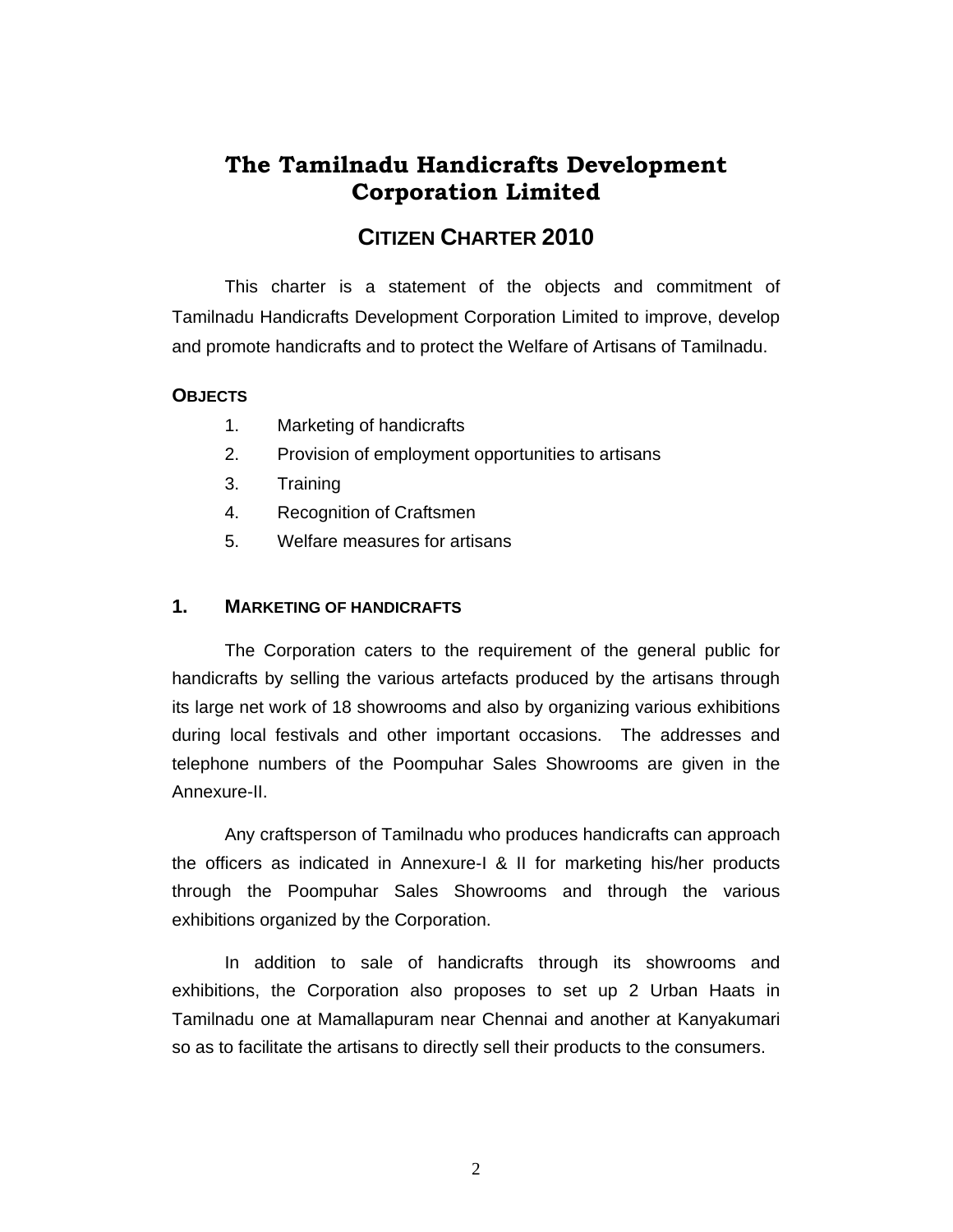# The Tamilnadu Handicrafts Development Corporation Limited

## CITIZEN CHARTER 2010

This charter is a statement of the objects and commitment of Tamilnadu Handicrafts Development Corporation Limited to improve, develop and promote handicrafts and to protect the Welfare of Artisans of Tamilnadu.

### OBJECTS

1. Marketing of handicrafts
2. Provision of employment opportunities to artisans
3. Training
4. Recognition of Craftsmen
5. Welfare measures for artisans

### 1. MARKETING OF HANDICRAFTS

The Corporation caters to the requirement of the general public for handicrafts by selling the various artefacts produced by the artisans through its large net work of 18 showrooms and also by organizing various exhibitions during local festivals and other important occasions. The addresses and telephone numbers of the Poompuhar Sales Showrooms are given in the Annexure-II.

Any craftsperson of Tamilnadu who produces handicrafts can approach the officers as indicated in Annexure-I & II for marketing his/her products through the Poompuhar Sales Showrooms and through the various exhibitions organized by the Corporation.

In addition to sale of handicrafts through its showrooms and exhibitions, the Corporation also proposes to set up 2 Urban Haats in Tamilnadu one at Mamallapuram near Chennai and another at Kanyakumari so as to facilitate the artisans to directly sell their products to the consumers.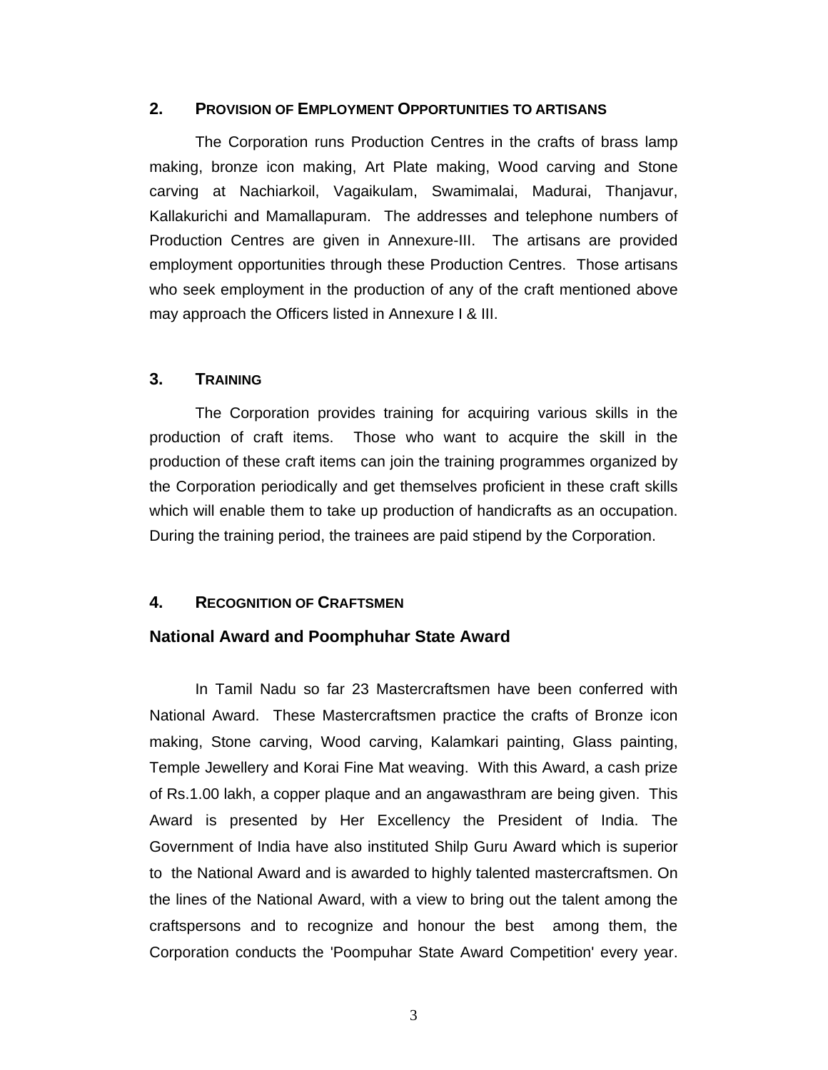## 2. PROVISION OF EMPLOYMENT OPPORTUNITIES TO ARTISANS

The Corporation runs Production Centres in the crafts of brass lamp making, bronze icon making, Art Plate making, Wood carving and Stone carving at Nachiarkoil, Vagaikulam, Swamimalai, Madurai, Thanjavur, Kallakurichi and Mamallapuram. The addresses and telephone numbers of Production Centres are given in Annexure-III. The artisans are provided employment opportunities through these Production Centres. Those artisans who seek employment in the production of any of the craft mentioned above may approach the Officers listed in Annexure I & III.

## 3. TRAINING

The Corporation provides training for acquiring various skills in the production of craft items. Those who want to acquire the skill in the production of these craft items can join the training programmes organized by the Corporation periodically and get themselves proficient in these craft skills which will enable them to take up production of handicrafts as an occupation. During the training period, the trainees are paid stipend by the Corporation.

## 4. RECOGNITION OF CRAFTSMEN

### National Award and Poomphuhar State Award

In Tamil Nadu so far 23 Mastercraftsmen have been conferred with National Award. These Mastercraftsmen practice the crafts of Bronze icon making, Stone carving, Wood carving, Kalamkari painting, Glass painting, Temple Jewellery and Korai Fine Mat weaving. With this Award, a cash prize of Rs.1.00 lakh, a copper plaque and an angawasthram are being given. This Award is presented by Her Excellency the President of India. The Government of India have also instituted Shilp Guru Award which is superior to the National Award and is awarded to highly talented mastercraftsmen. On the lines of the National Award, with a view to bring out the talent among the craftspersons and to recognize and honour the best among them, the Corporation conducts the 'Poompuhar State Award Competition' every year.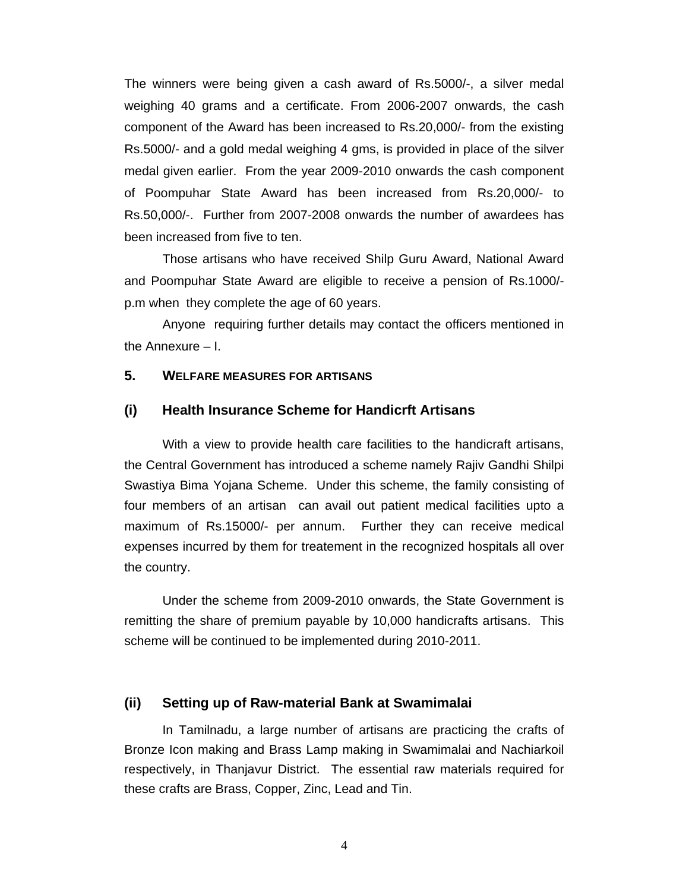The winners were being given a cash award of Rs.5000/-, a silver medal weighing 40 grams and a certificate. From 2006-2007 onwards, the cash component of the Award has been increased to Rs.20,000/- from the existing Rs.5000/- and a gold medal weighing 4 gms, is provided in place of the silver medal given earlier. From the year 2009-2010 onwards the cash component of Poompuhar State Award has been increased from Rs.20,000/- to Rs.50,000/-. Further from 2007-2008 onwards the number of awardees has been increased from five to ten.

Those artisans who have received Shilp Guru Award, National Award and Poompuhar State Award are eligible to receive a pension of Rs.1000/- p.m when they complete the age of 60 years.

Anyone requiring further details may contact the officers mentioned in the Annexure – I.

## 5. WELFARE MEASURES FOR ARTISANS

### (i) Health Insurance Scheme for Handicrft Artisans

With a view to provide health care facilities to the handicraft artisans, the Central Government has introduced a scheme namely Rajiv Gandhi Shilpi Swastiya Bima Yojana Scheme. Under this scheme, the family consisting of four members of an artisan can avail out patient medical facilities upto a maximum of Rs.15000/- per annum. Further they can receive medical expenses incurred by them for treatement in the recognized hospitals all over the country.

Under the scheme from 2009-2010 onwards, the State Government is remitting the share of premium payable by 10,000 handicrafts artisans. This scheme will be continued to be implemented during 2010-2011.

### (ii) Setting up of Raw-material Bank at Swamimalai

In Tamilnadu, a large number of artisans are practicing the crafts of Bronze Icon making and Brass Lamp making in Swamimalai and Nachiarkoil respectively, in Thanjavur District. The essential raw materials required for these crafts are Brass, Copper, Zinc, Lead and Tin.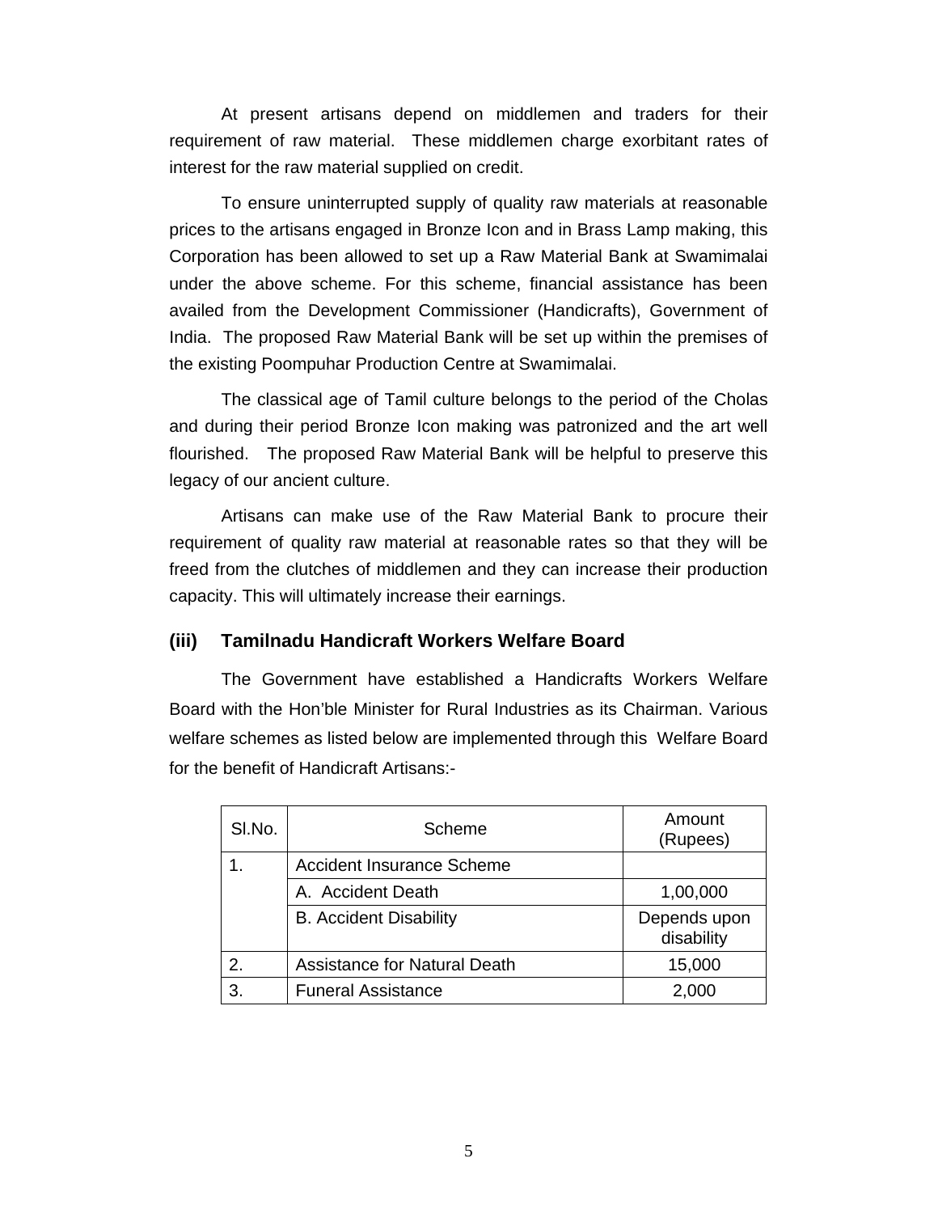At present artisans depend on middlemen and traders for their requirement of raw material. These middlemen charge exorbitant rates of interest for the raw material supplied on credit.

To ensure uninterrupted supply of quality raw materials at reasonable prices to the artisans engaged in Bronze Icon and in Brass Lamp making, this Corporation has been allowed to set up a Raw Material Bank at Swamimalai under the above scheme. For this scheme, financial assistance has been availed from the Development Commissioner (Handicrafts), Government of India. The proposed Raw Material Bank will be set up within the premises of the existing Poompuhar Production Centre at Swamimalai.

The classical age of Tamil culture belongs to the period of the Cholas and during their period Bronze Icon making was patronized and the art well flourished. The proposed Raw Material Bank will be helpful to preserve this legacy of our ancient culture.

Artisans can make use of the Raw Material Bank to procure their requirement of quality raw material at reasonable rates so that they will be freed from the clutches of middlemen and they can increase their production capacity. This will ultimately increase their earnings.

### (iii) Tamilnadu Handicraft Workers Welfare Board

The Government have established a Handicrafts Workers Welfare Board with the Hon'ble Minister for Rural Industries as its Chairman. Various welfare schemes as listed below are implemented through this Welfare Board for the benefit of Handicraft Artisans:-

| Sl.No. | Scheme | Amount (Rupees) |
|---|---|---|
| 1. | Accident Insurance Scheme | |
| | A. Accident Death | 1,00,000 |
| | B. Accident Disability | Depends upon disability |
| 2. | Assistance for Natural Death | 15,000 |
| 3. | Funeral Assistance | 2,000 |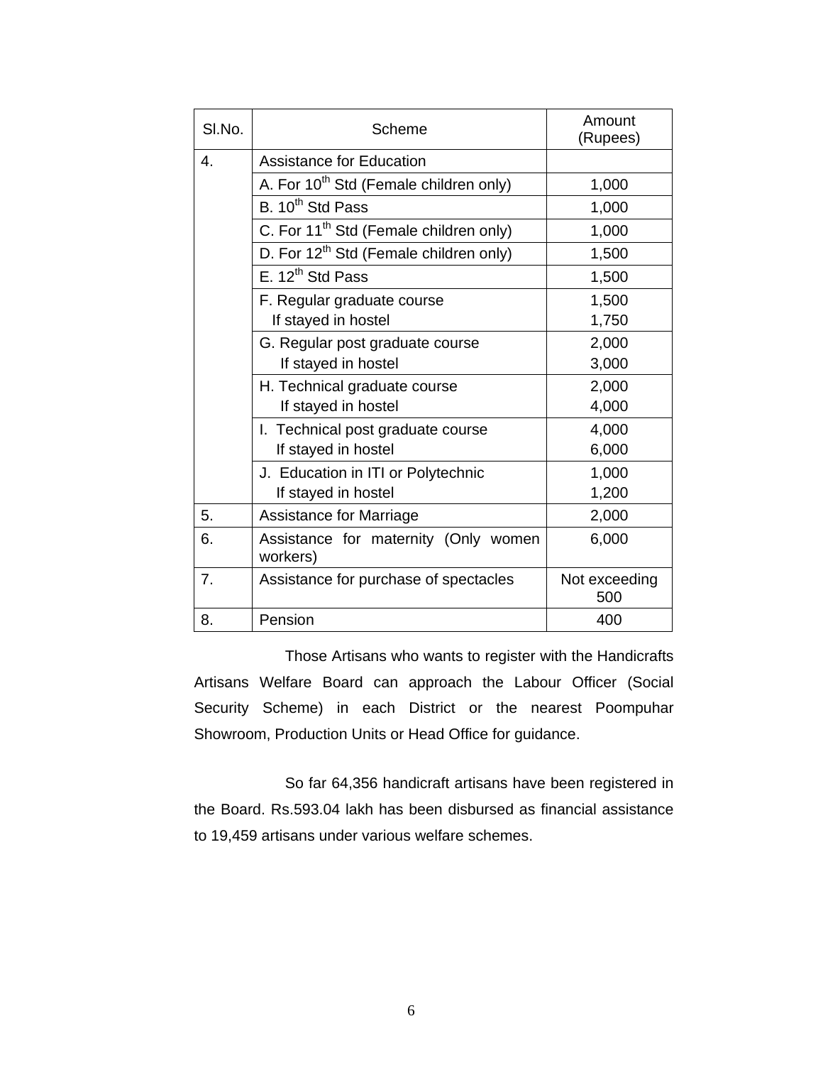| Sl.No. | Scheme | Amount (Rupees) |
| --- | --- | --- |
| 4. | Assistance for Education | |
| | A. For 10th Std (Female children only) | 1,000 |
| | B. 10th Std Pass | 1,000 |
| | C. For 11th Std (Female children only) | 1,000 |
| | D. For 12th Std (Female children only) | 1,500 |
| | E. 12th Std Pass | 1,500 |
| | F. Regular graduate course<br>If stayed in hostel | 1,500<br>1,750 |
| | G. Regular post graduate course<br>If stayed in hostel | 2,000<br>3,000 |
| | H. Technical graduate course<br>If stayed in hostel | 2,000<br>4,000 |
| | I. Technical post graduate course<br>If stayed in hostel | 4,000<br>6,000 |
| | J. Education in ITI or Polytechnic<br>If stayed in hostel | 1,000<br>1,200 |
| 5. | Assistance for Marriage | 2,000 |
| 6. | Assistance for maternity (Only women workers) | 6,000 |
| 7. | Assistance for purchase of spectacles | Not exceeding 500 |
| 8. | Pension | 400 |

Those Artisans who wants to register with the Handicrafts Artisans Welfare Board can approach the Labour Officer (Social Security Scheme) in each District or the nearest Poompuhar Showroom, Production Units or Head Office for guidance.

So far 64,356 handicraft artisans have been registered in the Board. Rs.593.04 lakh has been disbursed as financial assistance to 19,459 artisans under various welfare schemes.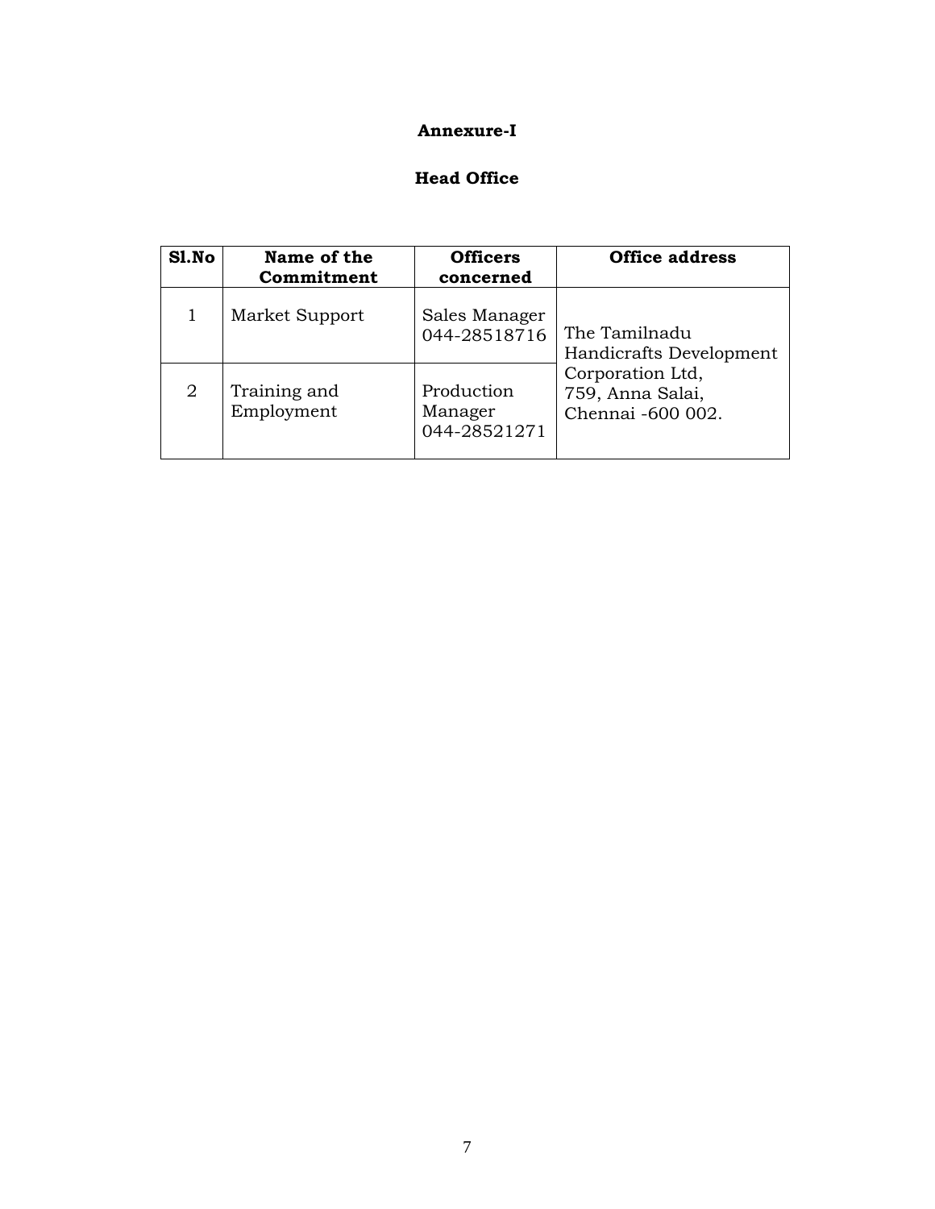# Annexure-I

## Head Office

| Sl.No | Name of the Commitment | Officers concerned | Office address |
|---|---|---|---|
| 1 | Market Support | Sales Manager 044-28518716 | The Tamilnadu Handicrafts Development Corporation Ltd, 759, Anna Salai, Chennai -600 002. |
| 2 | Training and Employment | Production Manager 044-28521271 | |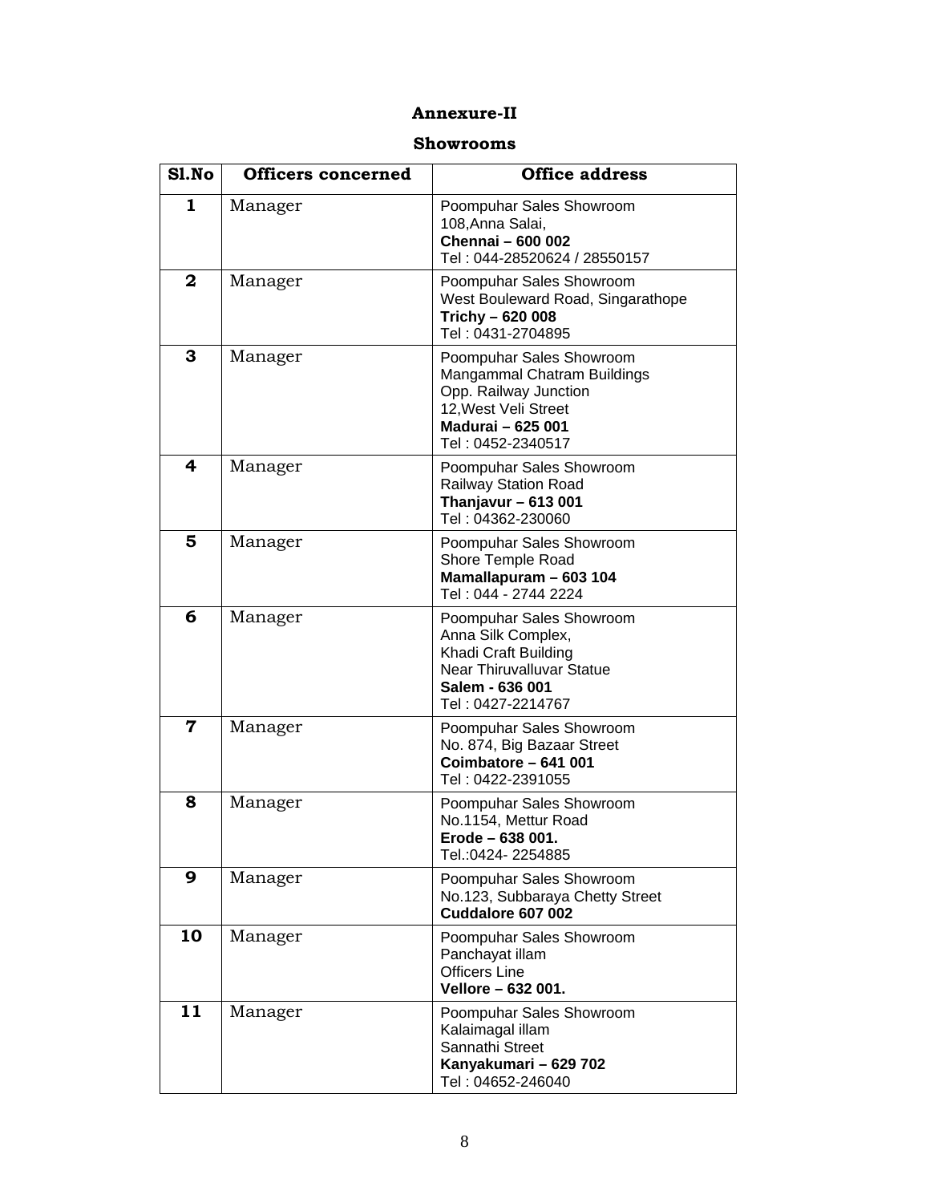# Annexure-II

## Showrooms

| Sl.No | Officers concerned | Office address |
|---|---|---|
| 1 | Manager | Poompuhar Sales Showroom<br>108,Anna Salai,<br>**Chennai – 600 002**<br>Tel : 044-28520624 / 28550157 |
| 2 | Manager | Poompuhar Sales Showroom<br>West Bouleward Road, Singarathope<br>**Trichy – 620 008**<br>Tel : 0431-2704895 |
| 3 | Manager | Poompuhar Sales Showroom<br>Mangammal Chatram Buildings<br>Opp. Railway Junction<br>12,West Veli Street<br>**Madurai – 625 001**<br>Tel : 0452-2340517 |
| 4 | Manager | Poompuhar Sales Showroom<br>Railway Station Road<br>**Thanjavur – 613 001**<br>Tel : 04362-230060 |
| 5 | Manager | Poompuhar Sales Showroom<br>Shore Temple Road<br>**Mamallapuram – 603 104**<br>Tel : 044 - 2744 2224 |
| 6 | Manager | Poompuhar Sales Showroom<br>Anna Silk Complex,<br>Khadi Craft Building<br>Near Thiruvalluvar Statue<br>**Salem - 636 001**<br>Tel : 0427-2214767 |
| 7 | Manager | Poompuhar Sales Showroom<br>No. 874, Big Bazaar Street<br>**Coimbatore – 641 001**<br>Tel : 0422-2391055 |
| 8 | Manager | Poompuhar Sales Showroom<br>No.1154, Mettur Road<br>**Erode – 638 001.**<br>Tel.:0424- 2254885 |
| 9 | Manager | Poompuhar Sales Showroom<br>No.123, Subbaraya Chetty Street<br>**Cuddalore 607 002** |
| 10 | Manager | Poompuhar Sales Showroom<br>Panchayat illam<br>Officers Line<br>**Vellore – 632 001.** |
| 11 | Manager | Poompuhar Sales Showroom<br>Kalaimagal illam<br>Sannathi Street<br>**Kanyakumari – 629 702**<br>Tel : 04652-246040 |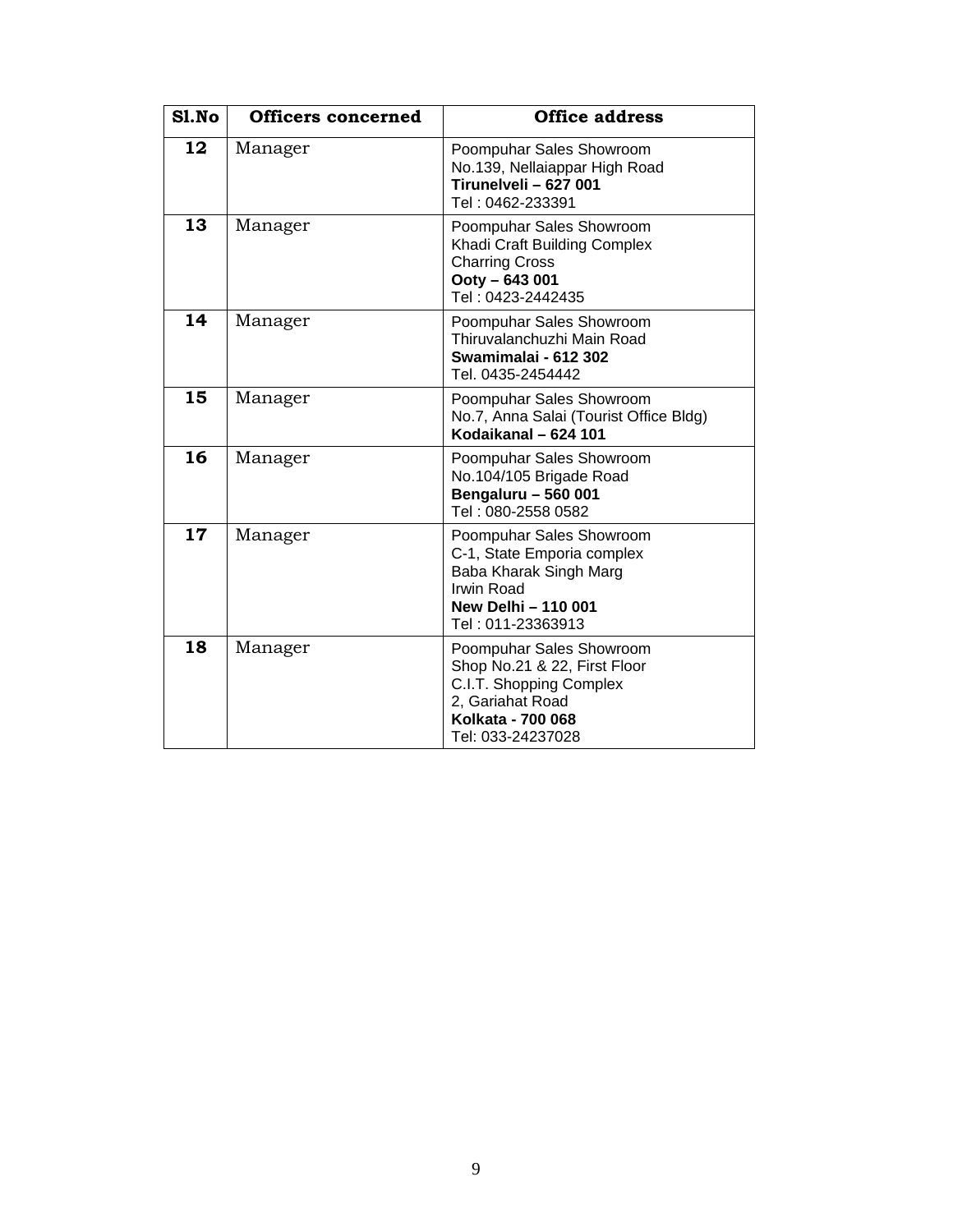| Sl.No | Officers concerned | Office address |
|---|---|---|
| **12** | Manager | Poompuhar Sales Showroom<br>No.139, Nellaiappar High Road<br>**Tirunelveli – 627 001**<br>Tel : 0462-233391 |
| **13** | Manager | Poompuhar Sales Showroom<br>Khadi Craft Building Complex<br>Charring Cross<br>**Ooty – 643 001**<br>Tel : 0423-2442435 |
| **14** | Manager | Poompuhar Sales Showroom<br>Thiruvalanchuzhi Main Road<br>**Swamimalai - 612 302**<br>Tel. 0435-2454442 |
| **15** | Manager | Poompuhar Sales Showroom<br>No.7, Anna Salai (Tourist Office Bldg)<br>**Kodaikanal – 624 101** |
| **16** | Manager | Poompuhar Sales Showroom<br>No.104/105 Brigade Road<br>**Bengaluru – 560 001**<br>Tel : 080-2558 0582 |
| **17** | Manager | Poompuhar Sales Showroom<br>C-1, State Emporia complex<br>Baba Kharak Singh Marg<br>Irwin Road<br>**New Delhi – 110 001**<br>Tel : 011-23363913 |
| **18** | Manager | Poompuhar Sales Showroom<br>Shop No.21 & 22, First Floor<br>C.I.T. Shopping Complex<br>2, Gariahat Road<br>**Kolkata - 700 068**<br>Tel: 033-24237028 |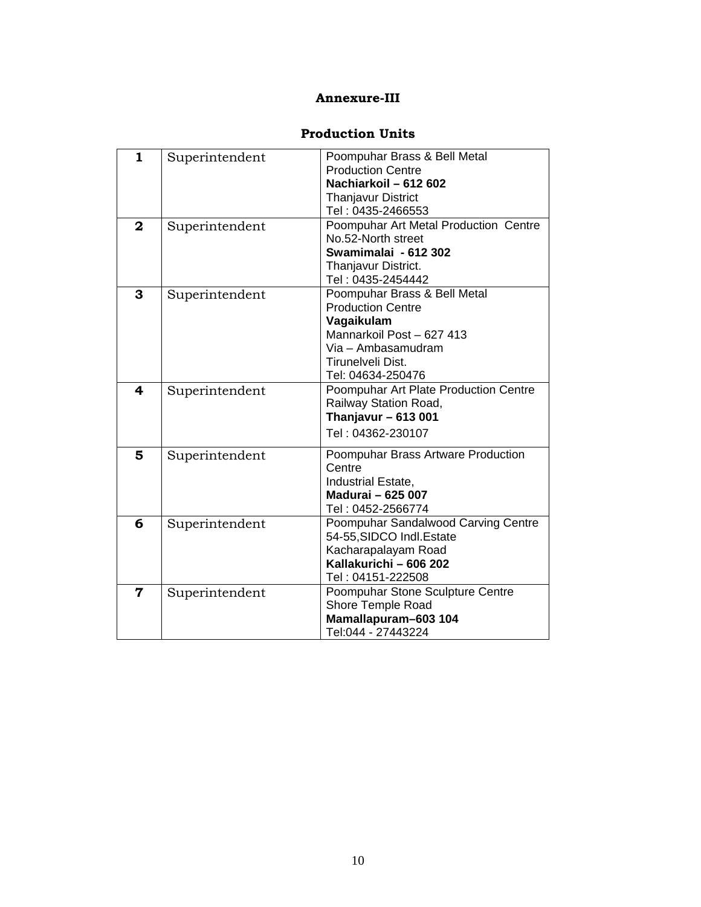**Annexure-III**

**Production Units**

| | | |
|---|---|---|
| **1** | Superintendent | Poompuhar Brass & Bell Metal Production Centre<br>**Nachiarkoil – 612 602**<br>Thanjavur District<br>Tel : 0435-2466553 |
| **2** | Superintendent | Poompuhar Art Metal Production Centre<br>No.52-North street<br>**Swamimalai - 612 302**<br>Thanjavur District.<br>Tel : 0435-2454442 |
| **3** | Superintendent | Poompuhar Brass & Bell Metal Production Centre<br>**Vagaikulam**<br>Mannarkoil Post – 627 413<br>Via – Ambasamudram<br>Tirunelveli Dist.<br>Tel: 04634-250476 |
| **4** | Superintendent | Poompuhar Art Plate Production Centre<br>Railway Station Road,<br>**Thanjavur – 613 001**<br>Tel : 04362-230107 |
| **5** | Superintendent | Poompuhar Brass Artware Production Centre<br>Industrial Estate,<br>**Madurai – 625 007**<br>Tel : 0452-2566774 |
| **6** | Superintendent | Poompuhar Sandalwood Carving Centre<br>54-55,SIDCO Indl.Estate<br>Kacharapalayam Road<br>**Kallakurichi – 606 202**<br>Tel : 04151-222508 |
| **7** | Superintendent | Poompuhar Stone Sculpture Centre<br>Shore Temple Road<br>**Mamallapuram–603 104**<br>Tel:044 - 27443224 |